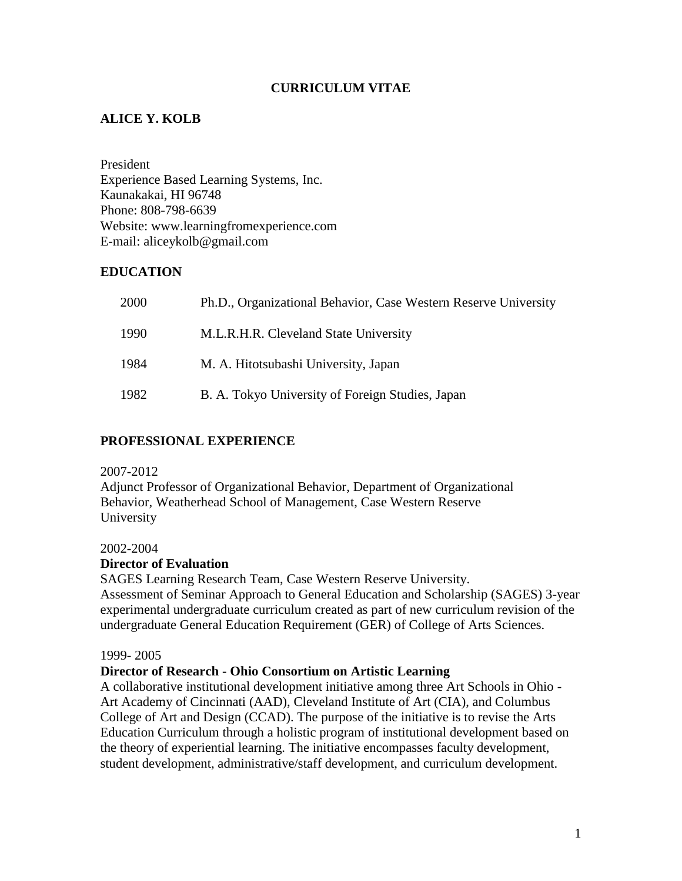# CURRICULUM VITAE

## ALICE Y. KOLB

President
Experience Based Learning Systems, Inc.
Kaunakakai, HI 96748
Phone: 808-798-6639
Website: www.learningfromexperience.com
E-mail: aliceykolb@gmail.com

## EDUCATION

| | |
|---|---|
| 2000 | Ph.D., Organizational Behavior, Case Western Reserve University |
| 1990 | M.L.R.H.R. Cleveland State University |
| 1984 | M. A. Hitotsubashi University, Japan |
| 1982 | B. A. Tokyo University of Foreign Studies, Japan |

## PROFESSIONAL EXPERIENCE

2007-2012
Adjunct Professor of Organizational Behavior, Department of Organizational Behavior, Weatherhead School of Management, Case Western Reserve University

2002-2004
**Director of Evaluation**
SAGES Learning Research Team, Case Western Reserve University.
Assessment of Seminar Approach to General Education and Scholarship (SAGES) 3-year experimental undergraduate curriculum created as part of new curriculum revision of the undergraduate General Education Requirement (GER) of College of Arts Sciences.

1999- 2005
**Director of Research - Ohio Consortium on Artistic Learning**
A collaborative institutional development initiative among three Art Schools in Ohio - Art Academy of Cincinnati (AAD), Cleveland Institute of Art (CIA), and Columbus College of Art and Design (CCAD). The purpose of the initiative is to revise the Arts Education Curriculum through a holistic program of institutional development based on the theory of experiential learning. The initiative encompasses faculty development, student development, administrative/staff development, and curriculum development.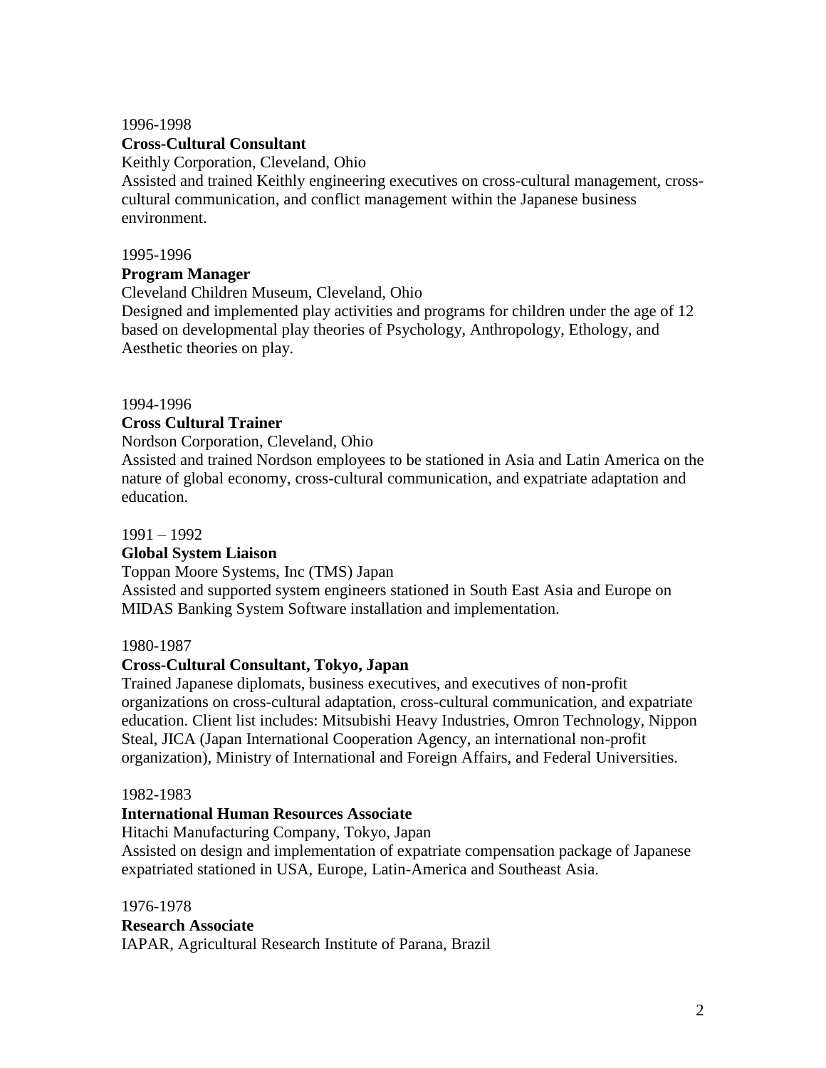1996-1998

**Cross-Cultural Consultant**

Keithly Corporation, Cleveland, Ohio

Assisted and trained Keithly engineering executives on cross-cultural management, cross-cultural communication, and conflict management within the Japanese business environment.

1995-1996

**Program Manager**

Cleveland Children Museum, Cleveland, Ohio

Designed and implemented play activities and programs for children under the age of 12 based on developmental play theories of Psychology, Anthropology, Ethology, and Aesthetic theories on play.

1994-1996

**Cross Cultural Trainer**

Nordson Corporation, Cleveland, Ohio

Assisted and trained Nordson employees to be stationed in Asia and Latin America on the nature of global economy, cross-cultural communication, and expatriate adaptation and education.

1991 – 1992

**Global System Liaison**

Toppan Moore Systems, Inc (TMS) Japan

Assisted and supported system engineers stationed in South East Asia and Europe on MIDAS Banking System Software installation and implementation.

1980-1987

**Cross-Cultural Consultant, Tokyo, Japan**

Trained Japanese diplomats, business executives, and executives of non-profit organizations on cross-cultural adaptation, cross-cultural communication, and expatriate education. Client list includes: Mitsubishi Heavy Industries, Omron Technology, Nippon Steal, JICA (Japan International Cooperation Agency, an international non-profit organization), Ministry of International and Foreign Affairs, and Federal Universities.

1982-1983

**International Human Resources Associate**

Hitachi Manufacturing Company, Tokyo, Japan

Assisted on design and implementation of expatriate compensation package of Japanese expatriated stationed in USA, Europe, Latin-America and Southeast Asia.

1976-1978

**Research Associate**

IAPAR, Agricultural Research Institute of Parana, Brazil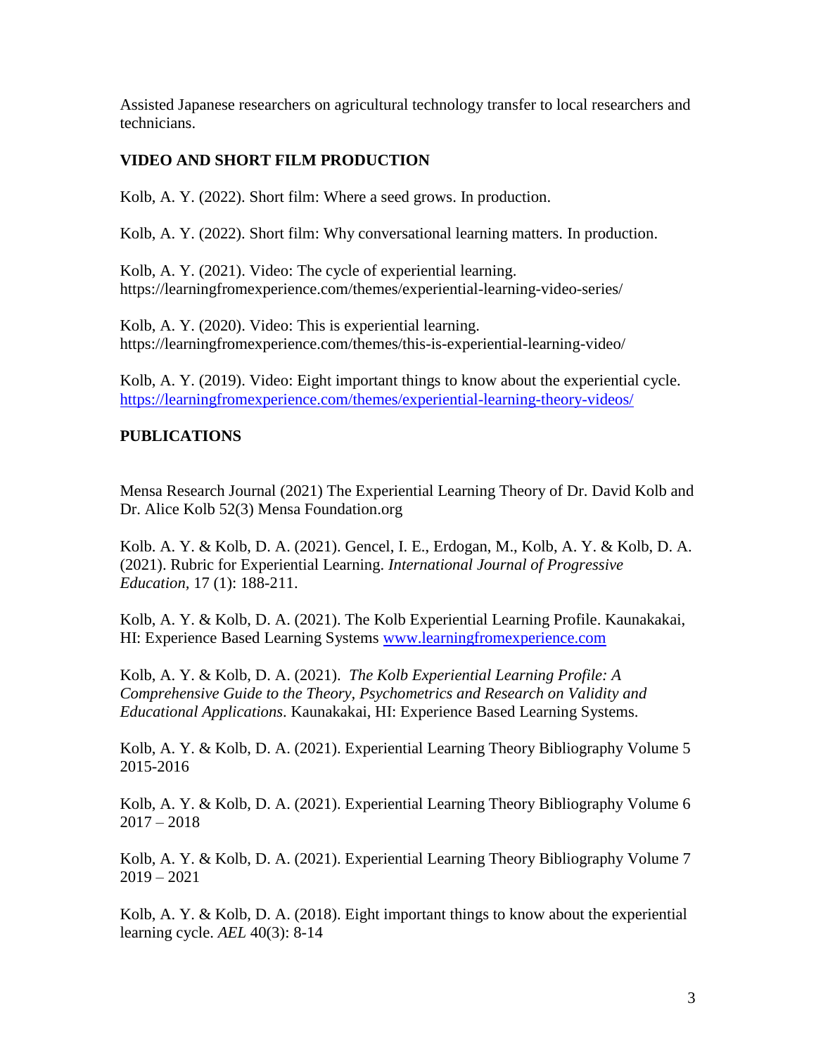Assisted Japanese researchers on agricultural technology transfer to local researchers and technicians.

## VIDEO AND SHORT FILM PRODUCTION

Kolb, A. Y. (2022). Short film: Where a seed grows. In production.

Kolb, A. Y. (2022). Short film: Why conversational learning matters. In production.

Kolb, A. Y. (2021). Video: The cycle of experiential learning. https://learningfromexperience.com/themes/experiential-learning-video-series/

Kolb, A. Y. (2020). Video: This is experiential learning. https://learningfromexperience.com/themes/this-is-experiential-learning-video/

Kolb, A. Y. (2019). Video: Eight important things to know about the experiential cycle. https://learningfromexperience.com/themes/experiential-learning-theory-videos/

## PUBLICATIONS

Mensa Research Journal (2021) The Experiential Learning Theory of Dr. David Kolb and Dr. Alice Kolb 52(3) Mensa Foundation.org

Kolb. A. Y. & Kolb, D. A. (2021). Gencel, I. E., Erdogan, M., Kolb, A. Y. & Kolb, D. A. (2021). Rubric for Experiential Learning. *International Journal of Progressive Education,* 17 (1): 188-211.

Kolb, A. Y. & Kolb, D. A. (2021). The Kolb Experiential Learning Profile. Kaunakakai, HI: Experience Based Learning Systems www.learningfromexperience.com

Kolb, A. Y. & Kolb, D. A. (2021). *The Kolb Experiential Learning Profile: A Comprehensive Guide to the Theory, Psychometrics and Research on Validity and Educational Applications*. Kaunakakai, HI: Experience Based Learning Systems.

Kolb, A. Y. & Kolb, D. A. (2021). Experiential Learning Theory Bibliography Volume 5 2015-2016

Kolb, A. Y. & Kolb, D. A. (2021). Experiential Learning Theory Bibliography Volume 6 2017 – 2018

Kolb, A. Y. & Kolb, D. A. (2021). Experiential Learning Theory Bibliography Volume 7 2019 – 2021

Kolb, A. Y. & Kolb, D. A. (2018). Eight important things to know about the experiential learning cycle. *AEL* 40(3): 8-14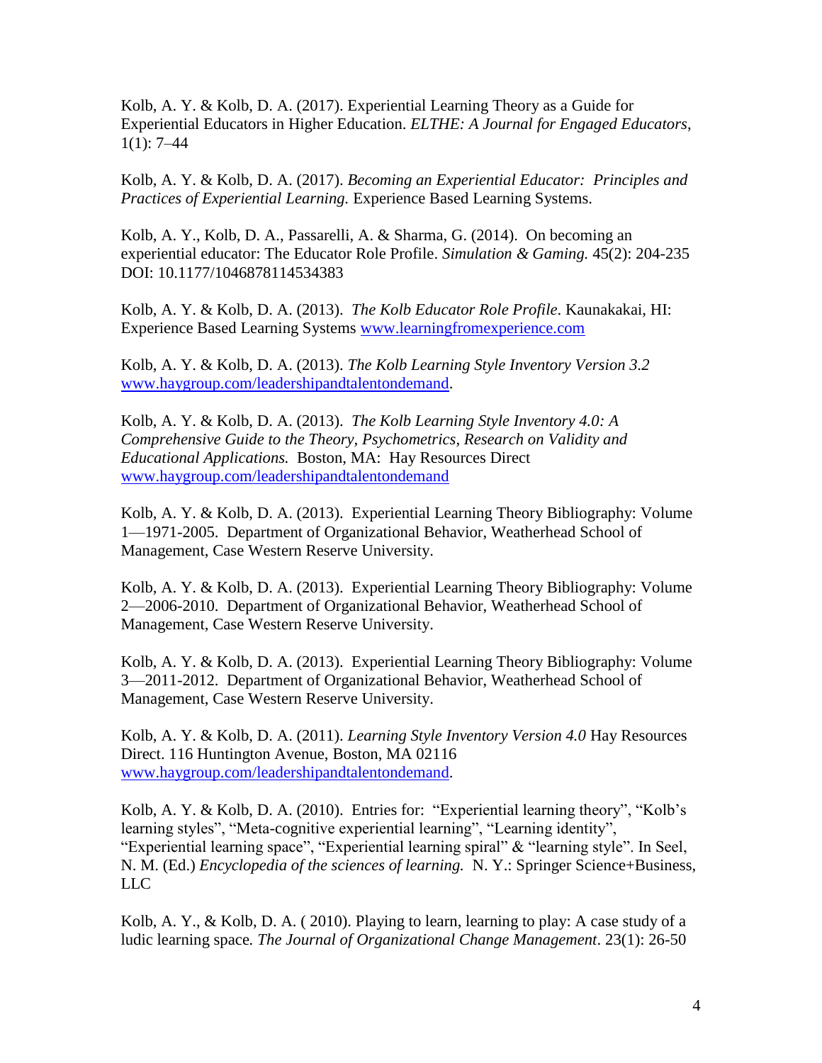Kolb, A. Y. & Kolb, D. A. (2017). Experiential Learning Theory as a Guide for Experiential Educators in Higher Education. *ELTHE: A Journal for Engaged Educators*, 1(1): 7–44

Kolb, A. Y. & Kolb, D. A. (2017). *Becoming an Experiential Educator: Principles and Practices of Experiential Learning.* Experience Based Learning Systems.

Kolb, A. Y., Kolb, D. A., Passarelli, A. & Sharma, G. (2014). On becoming an experiential educator: The Educator Role Profile. *Simulation & Gaming.* 45(2): 204-235 DOI: 10.1177/1046878114534383

Kolb, A. Y. & Kolb, D. A. (2013). *The Kolb Educator Role Profile*. Kaunakakai, HI: Experience Based Learning Systems www.learningfromexperience.com

Kolb, A. Y. & Kolb, D. A. (2013). *The Kolb Learning Style Inventory Version 3.2* www.haygroup.com/leadershipandtalentondemand.

Kolb, A. Y. & Kolb, D. A. (2013). *The Kolb Learning Style Inventory 4.0: A Comprehensive Guide to the Theory, Psychometrics, Research on Validity and Educational Applications.* Boston, MA: Hay Resources Direct www.haygroup.com/leadershipandtalentondemand

Kolb, A. Y. & Kolb, D. A. (2013). Experiential Learning Theory Bibliography: Volume 1—1971-2005. Department of Organizational Behavior, Weatherhead School of Management, Case Western Reserve University.

Kolb, A. Y. & Kolb, D. A. (2013). Experiential Learning Theory Bibliography: Volume 2—2006-2010. Department of Organizational Behavior, Weatherhead School of Management, Case Western Reserve University.

Kolb, A. Y. & Kolb, D. A. (2013). Experiential Learning Theory Bibliography: Volume 3—2011-2012. Department of Organizational Behavior, Weatherhead School of Management, Case Western Reserve University.

Kolb, A. Y. & Kolb, D. A. (2011). *Learning Style Inventory Version 4.0* Hay Resources Direct. 116 Huntington Avenue, Boston, MA 02116 www.haygroup.com/leadershipandtalentondemand.

Kolb, A. Y. & Kolb, D. A. (2010). Entries for: "Experiential learning theory", "Kolb's learning styles", "Meta-cognitive experiential learning", "Learning identity", "Experiential learning space", "Experiential learning spiral" & "learning style". In Seel, N. M. (Ed.) *Encyclopedia of the sciences of learning.* N. Y.: Springer Science+Business, LLC

Kolb, A. Y., & Kolb, D. A. ( 2010). Playing to learn, learning to play: A case study of a ludic learning space. *The Journal of Organizational Change Management*. 23(1): 26-50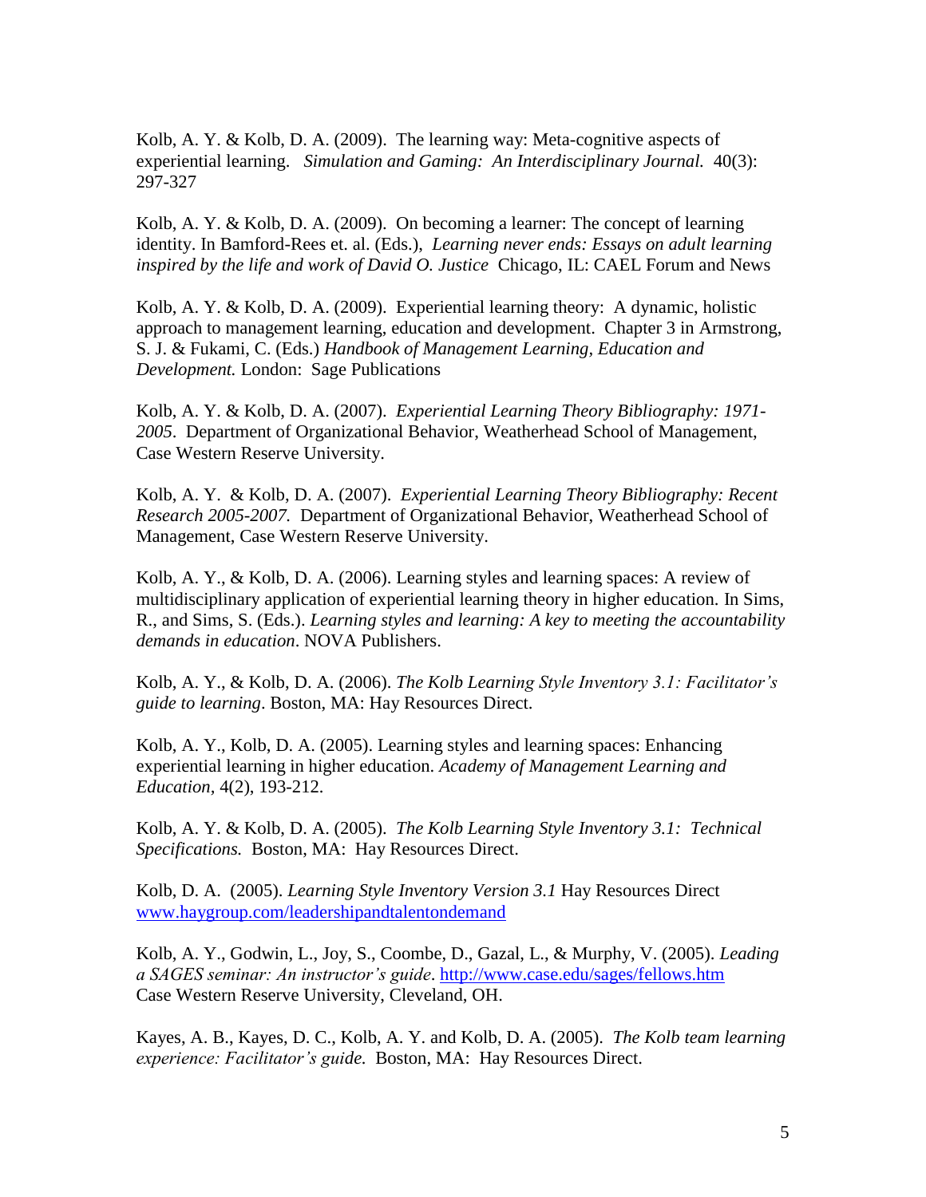Kolb, A. Y. & Kolb, D. A. (2009). The learning way: Meta-cognitive aspects of experiential learning. *Simulation and Gaming: An Interdisciplinary Journal.* 40(3): 297-327

Kolb, A. Y. & Kolb, D. A. (2009). On becoming a learner: The concept of learning identity. In Bamford-Rees et. al. (Eds.), *Learning never ends: Essays on adult learning inspired by the life and work of David O. Justice* Chicago, IL: CAEL Forum and News

Kolb, A. Y. & Kolb, D. A. (2009). Experiential learning theory: A dynamic, holistic approach to management learning, education and development. Chapter 3 in Armstrong, S. J. & Fukami, C. (Eds.) *Handbook of Management Learning, Education and Development.* London: Sage Publications

Kolb, A. Y. & Kolb, D. A. (2007). *Experiential Learning Theory Bibliography: 1971-2005*. Department of Organizational Behavior, Weatherhead School of Management, Case Western Reserve University.

Kolb, A. Y. & Kolb, D. A. (2007). *Experiential Learning Theory Bibliography: Recent Research 2005-2007.* Department of Organizational Behavior, Weatherhead School of Management, Case Western Reserve University.

Kolb, A. Y., & Kolb, D. A. (2006). Learning styles and learning spaces: A review of multidisciplinary application of experiential learning theory in higher education. In Sims, R., and Sims, S. (Eds.). *Learning styles and learning: A key to meeting the accountability demands in education*. NOVA Publishers.

Kolb, A. Y., & Kolb, D. A. (2006). *The Kolb Learning Style Inventory 3.1: Facilitator's guide to learning*. Boston, MA: Hay Resources Direct.

Kolb, A. Y., Kolb, D. A. (2005). Learning styles and learning spaces: Enhancing experiential learning in higher education. *Academy of Management Learning and Education*, 4(2), 193-212.

Kolb, A. Y. & Kolb, D. A. (2005). *The Kolb Learning Style Inventory 3.1: Technical Specifications.* Boston, MA: Hay Resources Direct.

Kolb, D. A. (2005). *Learning Style Inventory Version 3.1* Hay Resources Direct [www.haygroup.com/leadershipandtalentondemand](www.haygroup.com/leadershipandtalentondemand)

Kolb, A. Y., Godwin, L., Joy, S., Coombe, D., Gazal, L., & Murphy, V. (2005). *Leading a SAGES seminar: An instructor's guide*. [http://www.case.edu/sages/fellows.htm](http://www.case.edu/sages/fellows.htm) Case Western Reserve University, Cleveland, OH.

Kayes, A. B., Kayes, D. C., Kolb, A. Y. and Kolb, D. A. (2005). *The Kolb team learning experience: Facilitator's guide.* Boston, MA: Hay Resources Direct.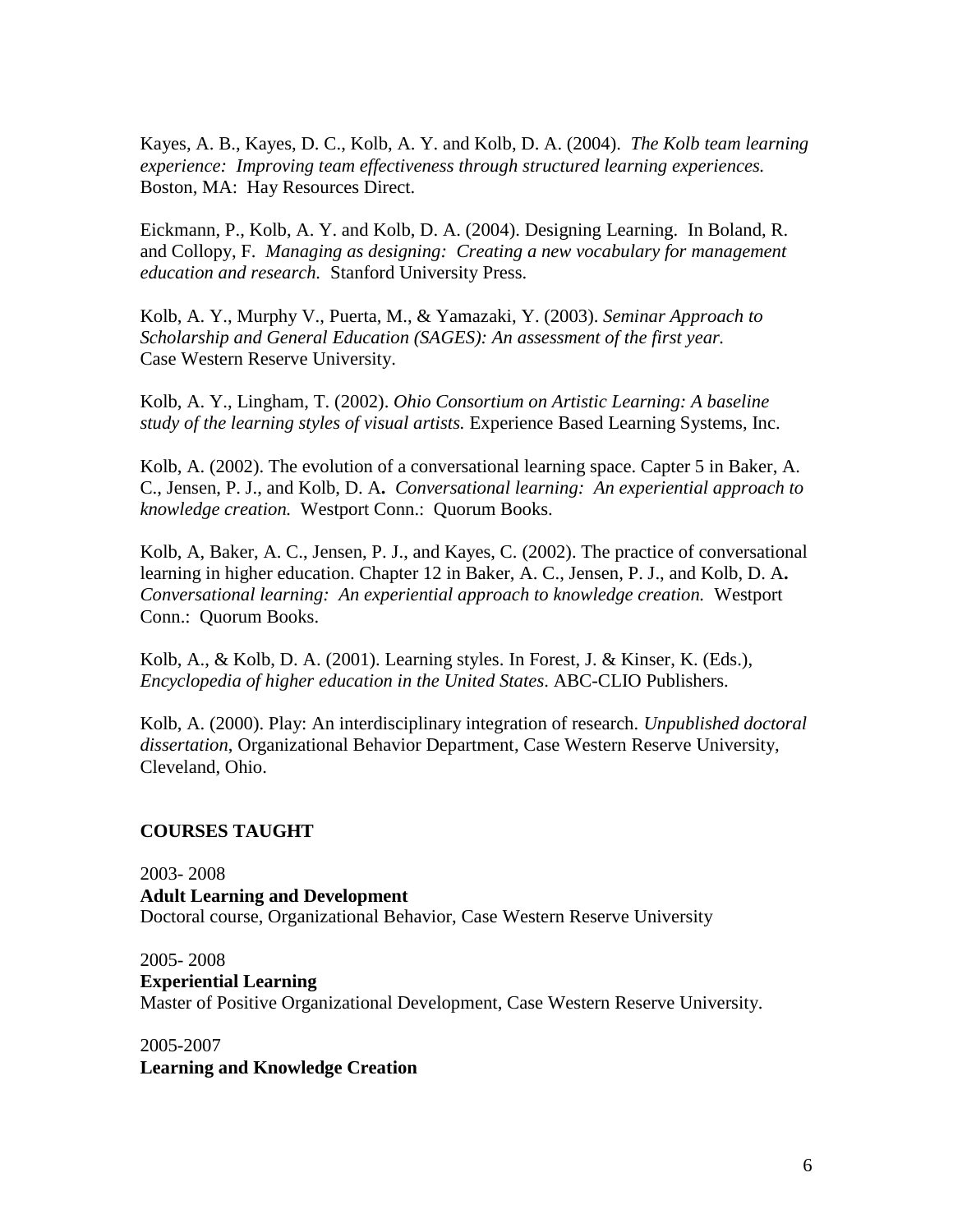Kayes, A. B., Kayes, D. C., Kolb, A. Y. and Kolb, D. A. (2004). *The Kolb team learning experience: Improving team effectiveness through structured learning experiences.* Boston, MA: Hay Resources Direct.

Eickmann, P., Kolb, A. Y. and Kolb, D. A. (2004). Designing Learning. In Boland, R. and Collopy, F. *Managing as designing: Creating a new vocabulary for management education and research.* Stanford University Press.

Kolb, A. Y., Murphy V., Puerta, M., & Yamazaki, Y. (2003). *Seminar Approach to Scholarship and General Education (SAGES): An assessment of the first year.* Case Western Reserve University.

Kolb, A. Y., Lingham, T. (2002). *Ohio Consortium on Artistic Learning: A baseline study of the learning styles of visual artists.* Experience Based Learning Systems, Inc.

Kolb, A. (2002). The evolution of a conversational learning space. Capter 5 in Baker, A. C., Jensen, P. J., and Kolb, D. A**.** *Conversational learning: An experiential approach to knowledge creation.* Westport Conn.: Quorum Books.

Kolb, A, Baker, A. C., Jensen, P. J., and Kayes, C. (2002). The practice of conversational learning in higher education. Chapter 12 in Baker, A. C., Jensen, P. J., and Kolb, D. A**.** *Conversational learning: An experiential approach to knowledge creation.* Westport Conn.: Quorum Books.

Kolb, A., & Kolb, D. A. (2001). Learning styles. In Forest, J. & Kinser, K. (Eds.), *Encyclopedia of higher education in the United States*. ABC-CLIO Publishers.

Kolb, A. (2000). Play: An interdisciplinary integration of research. *Unpublished doctoral dissertation*, Organizational Behavior Department, Case Western Reserve University, Cleveland, Ohio.

## COURSES TAUGHT

2003- 2008
**Adult Learning and Development**
Doctoral course, Organizational Behavior, Case Western Reserve University

2005- 2008
**Experiential Learning**
Master of Positive Organizational Development, Case Western Reserve University.

2005-2007
**Learning and Knowledge Creation**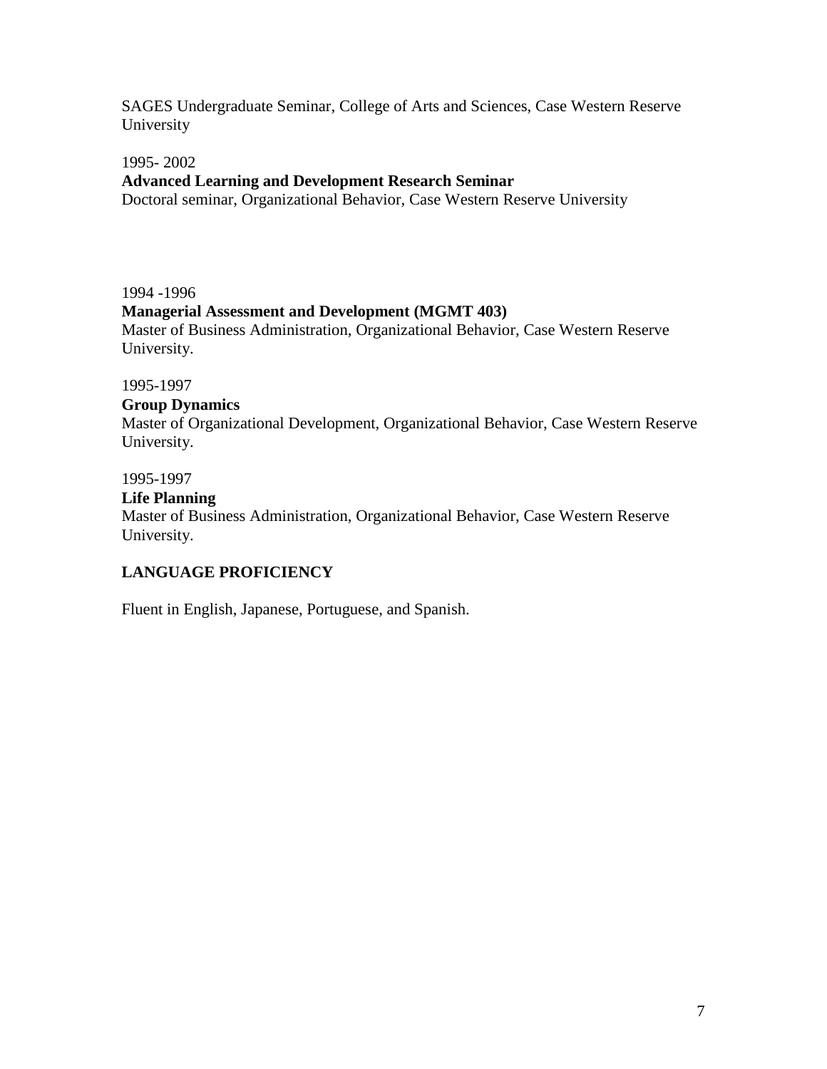SAGES Undergraduate Seminar, College of Arts and Sciences, Case Western Reserve University

1995- 2002
**Advanced Learning and Development Research Seminar**
Doctoral seminar, Organizational Behavior, Case Western Reserve University

1994 -1996
**Managerial Assessment and Development (MGMT 403)**
Master of Business Administration, Organizational Behavior, Case Western Reserve University.

1995-1997
**Group Dynamics**
Master of Organizational Development, Organizational Behavior, Case Western Reserve University.

1995-1997
**Life Planning**
Master of Business Administration, Organizational Behavior, Case Western Reserve University.

## LANGUAGE PROFICIENCY

Fluent in English, Japanese, Portuguese, and Spanish.